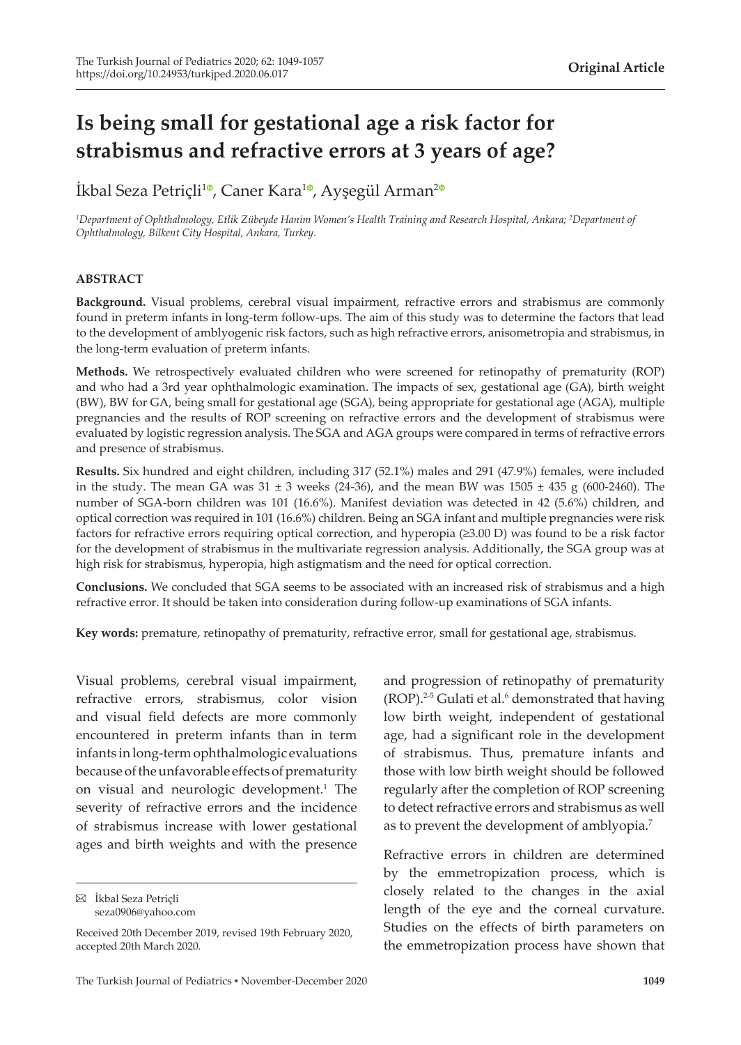# Is being small for gestational age a risk factor for strabismus and refractive errors at 3 years of age?

İkbal Seza Petriçli[1], Caner Kara[1], Ayşegül Arman[2]

[1]Department of Ophthalmology, Etlik Zübeyde Hanim Women's Health Training and Research Hospital, Ankara; [2]Department of Ophthalmology, Bilkent City Hospital, Ankara, Turkey.

## ABSTRACT

**Background.** Visual problems, cerebral visual impairment, refractive errors and strabismus are commonly found in preterm infants in long-term follow-ups. The aim of this study was to determine the factors that lead to the development of amblyogenic risk factors, such as high refractive errors, anisometropia and strabismus, in the long-term evaluation of preterm infants.

**Methods.** We retrospectively evaluated children who were screened for retinopathy of prematurity (ROP) and who had a 3rd year ophthalmologic examination. The impacts of sex, gestational age (GA), birth weight (BW), BW for GA, being small for gestational age (SGA), being appropriate for gestational age (AGA), multiple pregnancies and the results of ROP screening on refractive errors and the development of strabismus were evaluated by logistic regression analysis. The SGA and AGA groups were compared in terms of refractive errors and presence of strabismus.

**Results.** Six hundred and eight children, including 317 (52.1%) males and 291 (47.9%) females, were included in the study. The mean GA was 31 ± 3 weeks (24-36), and the mean BW was 1505 ± 435 g (600-2460). The number of SGA-born children was 101 (16.6%). Manifest deviation was detected in 42 (5.6%) children, and optical correction was required in 101 (16.6%) children. Being an SGA infant and multiple pregnancies were risk factors for refractive errors requiring optical correction, and hyperopia (≥3.00 D) was found to be a risk factor for the development of strabismus in the multivariate regression analysis. Additionally, the SGA group was at high risk for strabismus, hyperopia, high astigmatism and the need for optical correction.

**Conclusions.** We concluded that SGA seems to be associated with an increased risk of strabismus and a high refractive error. It should be taken into consideration during follow-up examinations of SGA infants.

**Key words:** premature, retinopathy of prematurity, refractive error, small for gestational age, strabismus.

Visual problems, cerebral visual impairment, refractive errors, strabismus, color vision and visual field defects are more commonly encountered in preterm infants than in term infants in long-term ophthalmologic evaluations because of the unfavorable effects of prematurity on visual and neurologic development.[1] The severity of refractive errors and the incidence of strabismus increase with lower gestational ages and birth weights and with the presence and progression of retinopathy of prematurity (ROP).[2-5] Gulati et al.[6] demonstrated that having low birth weight, independent of gestational age, had a significant role in the development of strabismus. Thus, premature infants and those with low birth weight should be followed regularly after the completion of ROP screening to detect refractive errors and strabismus as well as to prevent the development of amblyopia.[7]

Refractive errors in children are determined by the emmetropization process, which is closely related to the changes in the axial length of the eye and the corneal curvature. Studies on the effects of birth parameters on the emmetropization process have shown that

✉ İkbal Seza Petriçli
seza0906@yahoo.com

Received 20th December 2019, revised 19th February 2020, accepted 20th March 2020.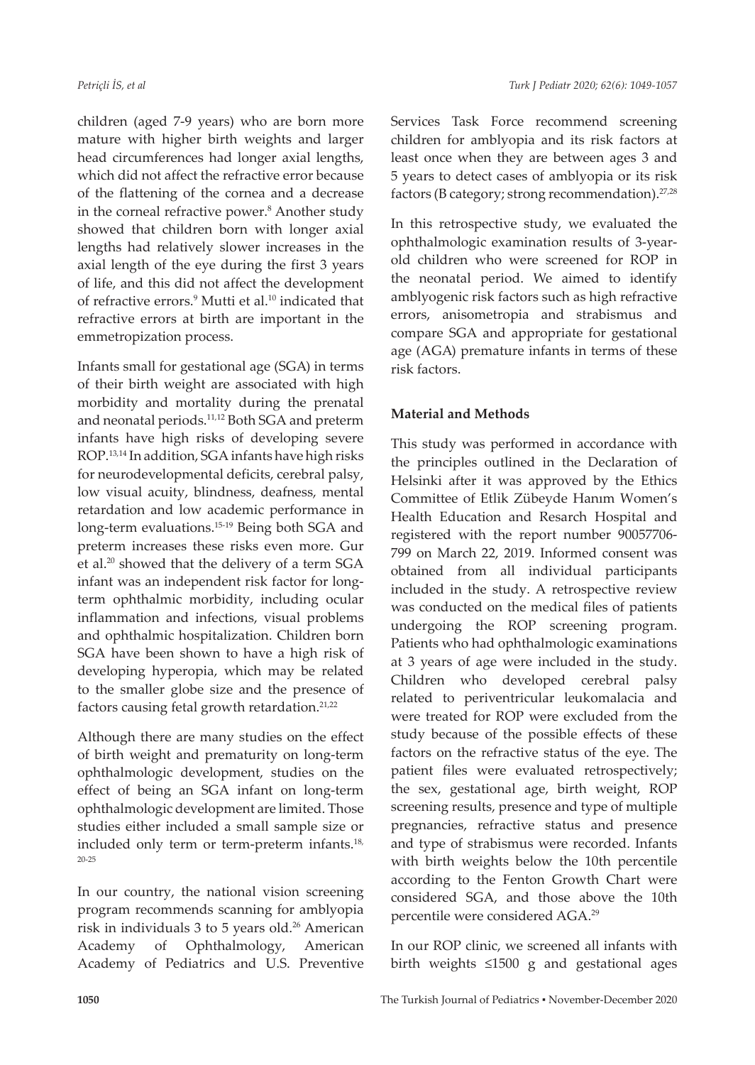children (aged 7-9 years) who are born more mature with higher birth weights and larger head circumferences had longer axial lengths, which did not affect the refractive error because of the flattening of the cornea and a decrease in the corneal refractive power.[8] Another study showed that children born with longer axial lengths had relatively slower increases in the axial length of the eye during the first 3 years of life, and this did not affect the development of refractive errors.[9] Mutti et al.[10] indicated that refractive errors at birth are important in the emmetropization process.

Infants small for gestational age (SGA) in terms of their birth weight are associated with high morbidity and mortality during the prenatal and neonatal periods.[11,12] Both SGA and preterm infants have high risks of developing severe ROP.[13,14] In addition, SGA infants have high risks for neurodevelopmental deficits, cerebral palsy, low visual acuity, blindness, deafness, mental retardation and low academic performance in long-term evaluations.[15-19] Being both SGA and preterm increases these risks even more. Gur et al.[20] showed that the delivery of a term SGA infant was an independent risk factor for long-term ophthalmic morbidity, including ocular inflammation and infections, visual problems and ophthalmic hospitalization. Children born SGA have been shown to have a high risk of developing hyperopia, which may be related to the smaller globe size and the presence of factors causing fetal growth retardation.[21,22]

Although there are many studies on the effect of birth weight and prematurity on long-term ophthalmologic development, studies on the effect of being an SGA infant on long-term ophthalmologic development are limited. Those studies either included a small sample size or included only term or term-preterm infants.[18, 20-25]

In our country, the national vision screening program recommends scanning for amblyopia risk in individuals 3 to 5 years old.[26] American Academy of Ophthalmology, American Academy of Pediatrics and U.S. Preventive Services Task Force recommend screening children for amblyopia and its risk factors at least once when they are between ages 3 and 5 years to detect cases of amblyopia or its risk factors (B category; strong recommendation).[27,28]

In this retrospective study, we evaluated the ophthalmologic examination results of 3-year-old children who were screened for ROP in the neonatal period. We aimed to identify amblyogenic risk factors such as high refractive errors, anisometropia and strabismus and compare SGA and appropriate for gestational age (AGA) premature infants in terms of these risk factors.

## Material and Methods

This study was performed in accordance with the principles outlined in the Declaration of Helsinki after it was approved by the Ethics Committee of Etlik Zübeyde Hanım Women's Health Education and Resarch Hospital and registered with the report number 90057706-799 on March 22, 2019. Informed consent was obtained from all individual participants included in the study. A retrospective review was conducted on the medical files of patients undergoing the ROP screening program. Patients who had ophthalmologic examinations at 3 years of age were included in the study. Children who developed cerebral palsy related to periventricular leukomalacia and were treated for ROP were excluded from the study because of the possible effects of these factors on the refractive status of the eye. The patient files were evaluated retrospectively; the sex, gestational age, birth weight, ROP screening results, presence and type of multiple pregnancies, refractive status and presence and type of strabismus were recorded. Infants with birth weights below the 10th percentile according to the Fenton Growth Chart were considered SGA, and those above the 10th percentile were considered AGA.[29]

In our ROP clinic, we screened all infants with birth weights ≤1500 g and gestational ages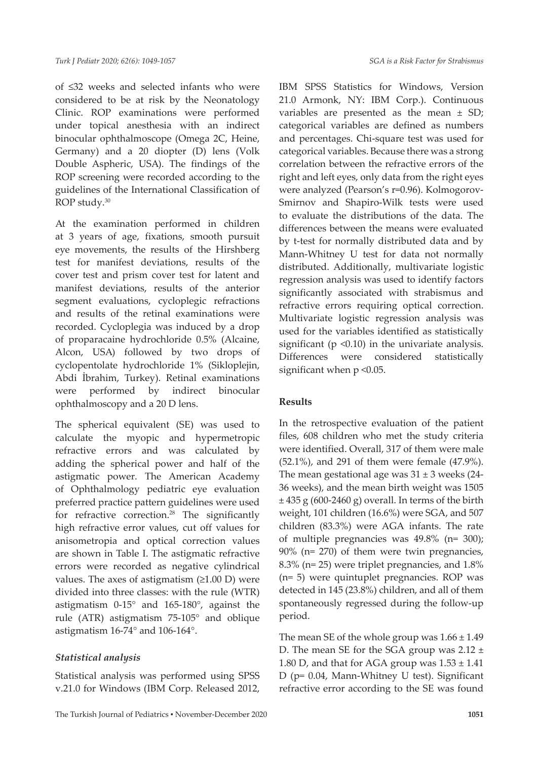of ≤32 weeks and selected infants who were considered to be at risk by the Neonatology Clinic. ROP examinations were performed under topical anesthesia with an indirect binocular ophthalmoscope (Omega 2C, Heine, Germany) and a 20 diopter (D) lens (Volk Double Aspheric, USA). The findings of the ROP screening were recorded according to the guidelines of the International Classification of ROP study.[30]

At the examination performed in children at 3 years of age, fixations, smooth pursuit eye movements, the results of the Hirshberg test for manifest deviations, results of the cover test and prism cover test for latent and manifest deviations, results of the anterior segment evaluations, cycloplegic refractions and results of the retinal examinations were recorded. Cycloplegia was induced by a drop of proparacaine hydrochloride 0.5% (Alcaine, Alcon, USA) followed by two drops of cyclopentolate hydrochloride 1% (Sikloplejin, Abdi İbrahim, Turkey). Retinal examinations were performed by indirect binocular ophthalmoscopy and a 20 D lens.

The spherical equivalent (SE) was used to calculate the myopic and hypermetropic refractive errors and was calculated by adding the spherical power and half of the astigmatic power. The American Academy of Ophthalmology pediatric eye evaluation preferred practice pattern guidelines were used for refractive correction.[28] The significantly high refractive error values, cut off values for anisometropia and optical correction values are shown in Table I. The astigmatic refractive errors were recorded as negative cylindrical values. The axes of astigmatism (≥1.00 D) were divided into three classes: with the rule (WTR) astigmatism 0-15° and 165-180°, against the rule (ATR) astigmatism 75-105° and oblique astigmatism 16-74° and 106-164°.

### *Statistical analysis*

Statistical analysis was performed using SPSS v.21.0 for Windows (IBM Corp. Released 2012, IBM SPSS Statistics for Windows, Version 21.0 Armonk, NY: IBM Corp.). Continuous variables are presented as the mean ± SD; categorical variables are defined as numbers and percentages. Chi-square test was used for categorical variables. Because there was a strong correlation between the refractive errors of the right and left eyes, only data from the right eyes were analyzed (Pearson's $r=0.96$). Kolmogorov-Smirnov and Shapiro-Wilk tests were used to evaluate the distributions of the data. The differences between the means were evaluated by t-test for normally distributed data and by Mann-Whitney U test for data not normally distributed. Additionally, multivariate logistic regression analysis was used to identify factors significantly associated with strabismus and refractive errors requiring optical correction. Multivariate logistic regression analysis was used for the variables identified as statistically significant ($p < 0.10$) in the univariate analysis. Differences were considered statistically significant when $p < 0.05$.

## **Results**

In the retrospective evaluation of the patient files, 608 children who met the study criteria were identified. Overall, 317 of them were male (52.1%), and 291 of them were female (47.9%). The mean gestational age was 31 ± 3 weeks (24-36 weeks), and the mean birth weight was 1505 ± 435 g (600-2460 g) overall. In terms of the birth weight, 101 children (16.6%) were SGA, and 507 children (83.3%) were AGA infants. The rate of multiple pregnancies was 49.8% (n= 300); 90% (n= 270) of them were twin pregnancies, 8.3% (n= 25) were triplet pregnancies, and 1.8% (n= 5) were quintuplet pregnancies. ROP was detected in 145 (23.8%) children, and all of them spontaneously regressed during the follow-up period.

The mean SE of the whole group was 1.66 ± 1.49 D. The mean SE for the SGA group was 2.12 ± 1.80 D, and that for AGA group was 1.53 ± 1.41 D ($p= 0.04$, Mann-Whitney U test). Significant refractive error according to the SE was found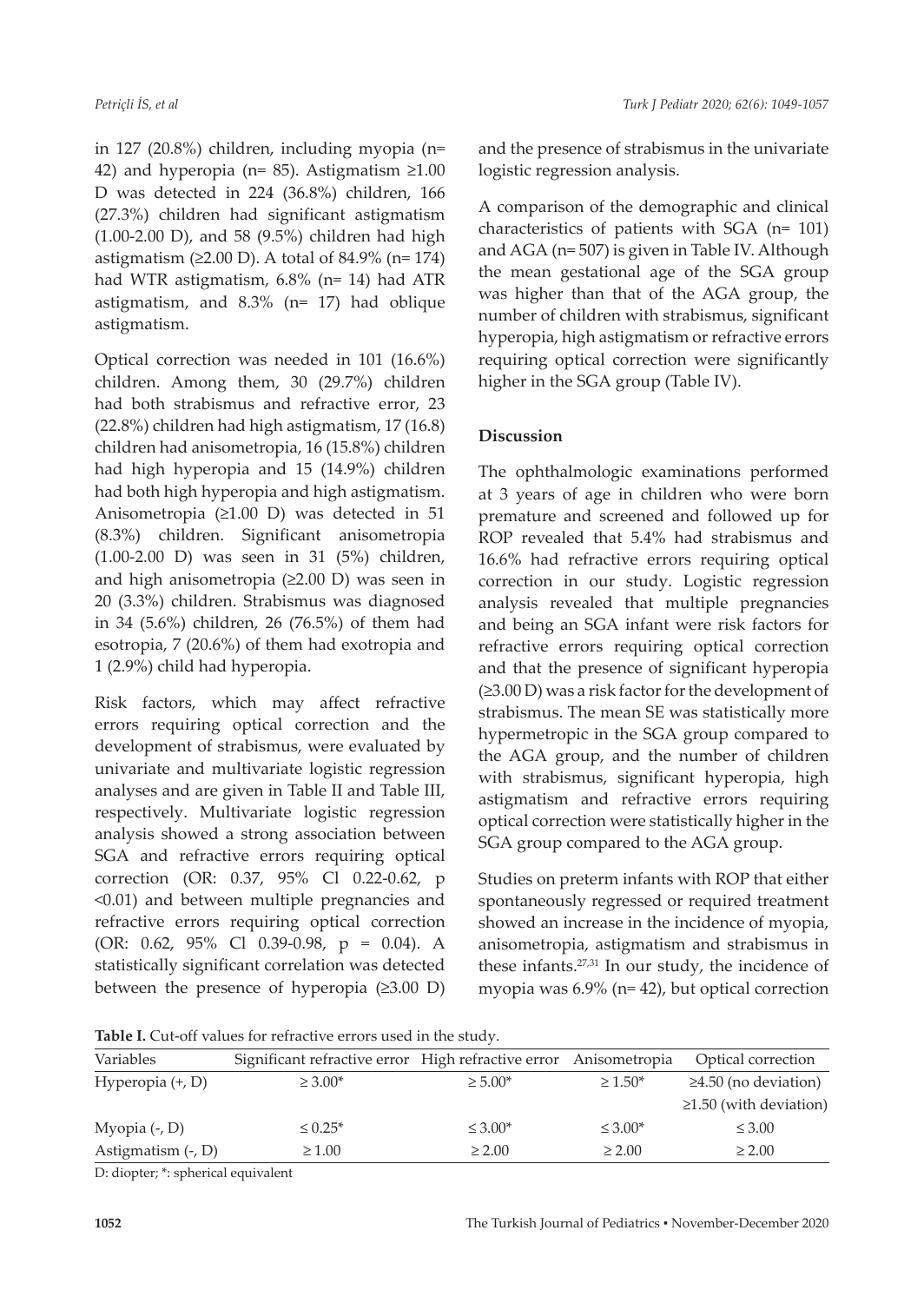in 127 (20.8%) children, including myopia (n= 42) and hyperopia (n= 85). Astigmatism ≥1.00 D was detected in 224 (36.8%) children, 166 (27.3%) children had significant astigmatism (1.00-2.00 D), and 58 (9.5%) children had high astigmatism (≥2.00 D). A total of 84.9% (n= 174) had WTR astigmatism, 6.8% (n= 14) had ATR astigmatism, and 8.3% (n= 17) had oblique astigmatism.

Optical correction was needed in 101 (16.6%) children. Among them, 30 (29.7%) children had both strabismus and refractive error, 23 (22.8%) children had high astigmatism, 17 (16.8) children had anisometropia, 16 (15.8%) children had high hyperopia and 15 (14.9%) children had both high hyperopia and high astigmatism. Anisometropia (≥1.00 D) was detected in 51 (8.3%) children. Significant anisometropia (1.00-2.00 D) was seen in 31 (5%) children, and high anisometropia (≥2.00 D) was seen in 20 (3.3%) children. Strabismus was diagnosed in 34 (5.6%) children, 26 (76.5%) of them had esotropia, 7 (20.6%) of them had exotropia and 1 (2.9%) child had hyperopia.

Risk factors, which may affect refractive errors requiring optical correction and the development of strabismus, were evaluated by univariate and multivariate logistic regression analyses and are given in Table II and Table III, respectively. Multivariate logistic regression analysis showed a strong association between SGA and refractive errors requiring optical correction (OR: 0.37, 95% Cl 0.22-0.62, p <0.01) and between multiple pregnancies and refractive errors requiring optical correction (OR: 0.62, 95% Cl 0.39-0.98, p = 0.04). A statistically significant correlation was detected between the presence of hyperopia (≥3.00 D) and the presence of strabismus in the univariate logistic regression analysis.

A comparison of the demographic and clinical characteristics of patients with SGA (n= 101) and AGA (n= 507) is given in Table IV. Although the mean gestational age of the SGA group was higher than that of the AGA group, the number of children with strabismus, significant hyperopia, high astigmatism or refractive errors requiring optical correction were significantly higher in the SGA group (Table IV).

## Discussion

The ophthalmologic examinations performed at 3 years of age in children who were born premature and screened and followed up for ROP revealed that 5.4% had strabismus and 16.6% had refractive errors requiring optical correction in our study. Logistic regression analysis revealed that multiple pregnancies and being an SGA infant were risk factors for refractive errors requiring optical correction and that the presence of significant hyperopia (≥3.00 D) was a risk factor for the development of strabismus. The mean SE was statistically more hypermetropic in the SGA group compared to the AGA group, and the number of children with strabismus, significant hyperopia, high astigmatism and refractive errors requiring optical correction were statistically higher in the SGA group compared to the AGA group.

Studies on preterm infants with ROP that either spontaneously regressed or required treatment showed an increase in the incidence of myopia, anisometropia, astigmatism and strabismus in these infants.[27,31] In our study, the incidence of myopia was 6.9% (n= 42), but optical correction

**Table I.** Cut-off values for refractive errors used in the study.

| Variables | Significant refractive error | High refractive error | Anisometropia | Optical correction |
|---|---|---|---|---|
| Hyperopia (+, D) | ≥ 3.00* | ≥ 5.00* | ≥ 1.50* | ≥4.50 (no deviation) |
| | | | | ≥1.50 (with deviation) |
| Myopia (-, D) | ≤ 0.25* | ≤ 3.00* | ≤ 3.00* | ≤ 3.00 |
| Astigmatism (-, D) | ≥ 1.00 | ≥ 2.00 | ≥ 2.00 | ≥ 2.00 |

D: diopter; *: spherical equivalent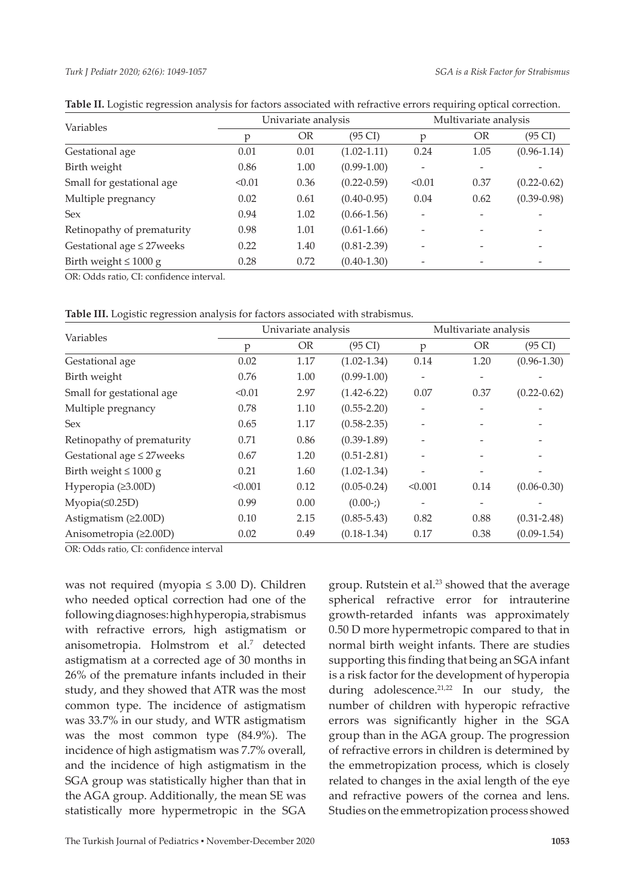**Table II.** Logistic regression analysis for factors associated with refractive errors requiring optical correction.

| Variables | Univariate analysis | | | Multivariate analysis | | |
|---|---|---|---|---|---|---|
| | p | OR | (95 CI) | p | OR | (95 CI) |
| Gestational age | 0.01 | 0.01 | (1.02-1.11) | 0.24 | 1.05 | (0.96-1.14) |
| Birth weight | 0.86 | 1.00 | (0.99-1.00) | - | - | - |
| Small for gestational age | <0.01 | 0.36 | (0.22-0.59) | <0.01 | 0.37 | (0.22-0.62) |
| Multiple pregnancy | 0.02 | 0.61 | (0.40-0.95) | 0.04 | 0.62 | (0.39-0.98) |
| Sex | 0.94 | 1.02 | (0.66-1.56) | - | - | - |
| Retinopathy of prematurity | 0.98 | 1.01 | (0.61-1.66) | - | - | - |
| Gestational age ≤ 27weeks | 0.22 | 1.40 | (0.81-2.39) | - | - | - |
| Birth weight ≤ 1000 g | 0.28 | 0.72 | (0.40-1.30) | - | - | - |

OR: Odds ratio, CI: confidence interval.

**Table III.** Logistic regression analysis for factors associated with strabismus.

| Variables | Univariate analysis | | | Multivariate analysis | | |
|---|---|---|---|---|---|---|
| | p | OR | (95 CI) | p | OR | (95 CI) |
| Gestational age | 0.02 | 1.17 | (1.02-1.34) | 0.14 | 1.20 | (0.96-1.30) |
| Birth weight | 0.76 | 1.00 | (0.99-1.00) | - | - | - |
| Small for gestational age | <0.01 | 2.97 | (1.42-6.22) | 0.07 | 0.37 | (0.22-0.62) |
| Multiple pregnancy | 0.78 | 1.10 | (0.55-2.20) | - | - | - |
| Sex | 0.65 | 1.17 | (0.58-2.35) | - | - | - |
| Retinopathy of prematurity | 0.71 | 0.86 | (0.39-1.89) | - | - | - |
| Gestational age ≤ 27weeks | 0.67 | 1.20 | (0.51-2.81) | - | - | - |
| Birth weight ≤ 1000 g | 0.21 | 1.60 | (1.02-1.34) | - | - | - |
| Hyperopia (≥3.00D) | <0.001 | 0.12 | (0.05-0.24) | <0.001 | 0.14 | (0.06-0.30) |
| Myopia(≤0.25D) | 0.99 | 0.00 | (0.00-;) | - | - | - |
| Astigmatism (≥2.00D) | 0.10 | 2.15 | (0.85-5.43) | 0.82 | 0.88 | (0.31-2.48) |
| Anisometropia (≥2.00D) | 0.02 | 0.49 | (0.18-1.34) | 0.17 | 0.38 | (0.09-1.54) |

OR: Odds ratio, CI: confidence interval

was not required (myopia ≤ 3.00 D). Children who needed optical correction had one of the following diagnoses: high hyperopia, strabismus with refractive errors, high astigmatism or anisometropia. Holmstrom et al.[7] detected astigmatism at a corrected age of 30 months in 26% of the premature infants included in their study, and they showed that ATR was the most common type. The incidence of astigmatism was 33.7% in our study, and WTR astigmatism was the most common type (84.9%). The incidence of high astigmatism was 7.7% overall, and the incidence of high astigmatism in the SGA group was statistically higher than that in the AGA group. Additionally, the mean SE was statistically more hypermetropic in the SGA group. Rutstein et al.[23] showed that the average spherical refractive error for intrauterine growth-retarded infants was approximately 0.50 D more hypermetropic compared to that in normal birth weight infants. There are studies supporting this finding that being an SGA infant is a risk factor for the development of hyperopia during adolescence.[21,22] In our study, the number of children with hyperopic refractive errors was significantly higher in the SGA group than in the AGA group. The progression of refractive errors in children is determined by the emmetropization process, which is closely related to changes in the axial length of the eye and refractive powers of the cornea and lens. Studies on the emmetropization process showed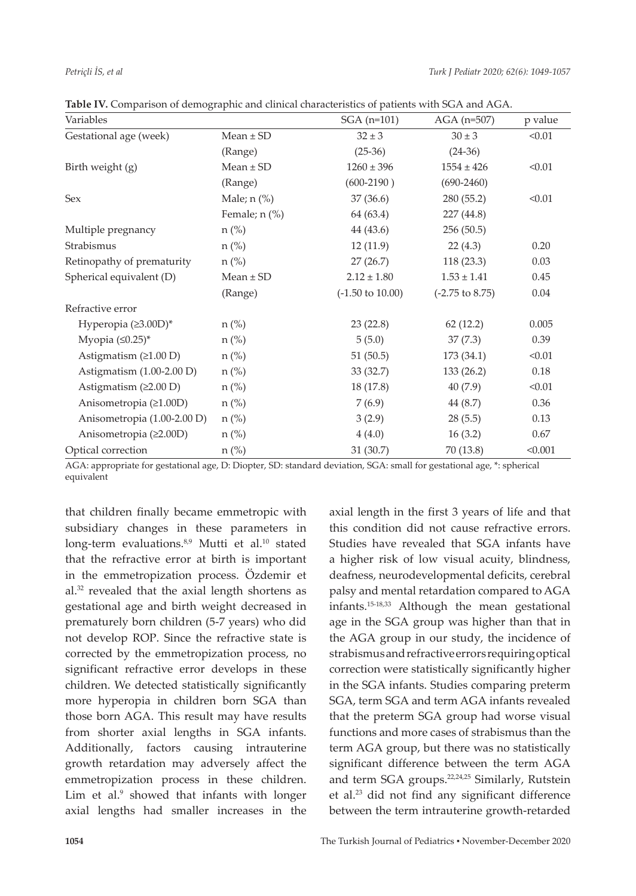**Table IV.** Comparison of demographic and clinical characteristics of patients with SGA and AGA.

| Variables | | SGA (n=101) | AGA (n=507) | p value |
|---|---|---|---|---|
| Gestational age (week) | Mean ± SD | 32 ± 3 | 30 ± 3 | <0.01 |
| | (Range) | (25-36) | (24-36) | |
| Birth weight (g) | Mean ± SD | 1260 ± 396 | 1554 ± 426 | <0.01 |
| | (Range) | (600-2190 ) | (690-2460) | |
| Sex | Male; n (%) | 37 (36.6) | 280 (55.2) | <0.01 |
| | Female; n (%) | 64 (63.4) | 227 (44.8) | |
| Multiple pregnancy | n (%) | 44 (43.6) | 256 (50.5) | |
| Strabismus | n (%) | 12 (11.9) | 22 (4.3) | 0.20 |
| Retinopathy of prematurity | n (%) | 27 (26.7) | 118 (23.3) | 0.03 |
| Spherical equivalent (D) | Mean ± SD | 2.12 ± 1.80 | 1.53 ± 1.41 | 0.45 |
| | (Range) | (-1.50 to 10.00) | (-2.75 to 8.75) | 0.04 |
| Refractive error | | | | |
| Hyperopia (≥3.00D)* | n (%) | 23 (22.8) | 62 (12.2) | 0.005 |
| Myopia (≤0.25)* | n (%) | 5 (5.0) | 37 (7.3) | 0.39 |
| Astigmatism (≥1.00 D) | n (%) | 51 (50.5) | 173 (34.1) | <0.01 |
| Astigmatism (1.00-2.00 D) | n (%) | 33 (32.7) | 133 (26.2) | 0.18 |
| Astigmatism (≥2.00 D) | n (%) | 18 (17.8) | 40 (7.9) | <0.01 |
| Anisometropia (≥1.00D) | n (%) | 7 (6.9) | 44 (8.7) | 0.36 |
| Anisometropia (1.00-2.00 D) | n (%) | 3 (2.9) | 28 (5.5) | 0.13 |
| Anisometropia (≥2.00D) | n (%) | 4 (4.0) | 16 (3.2) | 0.67 |
| Optical correction | n (%) | 31 (30.7) | 70 (13.8) | <0.001 |

AGA: appropriate for gestational age, D: Diopter, SD: standard deviation, SGA: small for gestational age, *: spherical equivalent

that children finally became emmetropic with subsidiary changes in these parameters in long-term evaluations.[8,9] Mutti et al.[10] stated that the refractive error at birth is important in the emmetropization process. Özdemir et al.[32] revealed that the axial length shortens as gestational age and birth weight decreased in prematurely born children (5-7 years) who did not develop ROP. Since the refractive state is corrected by the emmetropization process, no significant refractive error develops in these children. We detected statistically significantly more hyperopia in children born SGA than those born AGA. This result may have results from shorter axial lengths in SGA infants. Additionally, factors causing intrauterine growth retardation may adversely affect the emmetropization process in these children. Lim et al.[9] showed that infants with longer axial lengths had smaller increases in the axial length in the first 3 years of life and that this condition did not cause refractive errors. Studies have revealed that SGA infants have a higher risk of low visual acuity, blindness, deafness, neurodevelopmental deficits, cerebral palsy and mental retardation compared to AGA infants.[15-18,33] Although the mean gestational age in the SGA group was higher than that in the AGA group in our study, the incidence of strabismus and refractive errors requiring optical correction were statistically significantly higher in the SGA infants. Studies comparing preterm SGA, term SGA and term AGA infants revealed that the preterm SGA group had worse visual functions and more cases of strabismus than the term AGA group, but there was no statistically significant difference between the term AGA and term SGA groups.[22,24,25] Similarly, Rutstein et al.[23] did not find any significant difference between the term intrauterine growth-retarded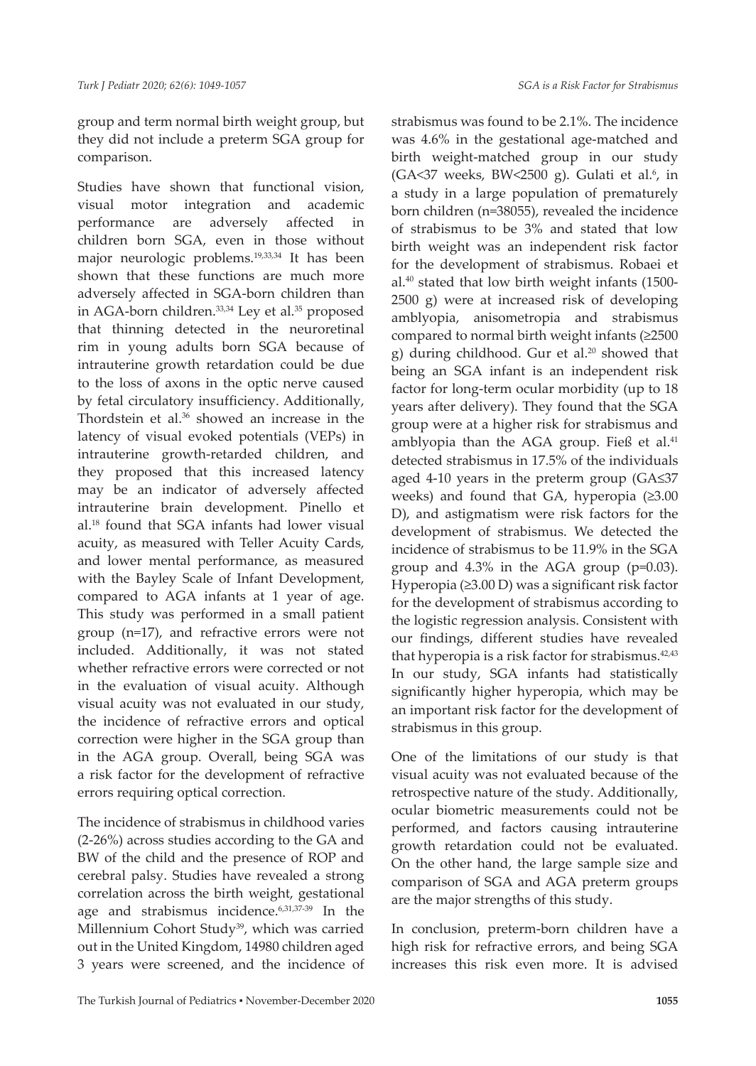group and term normal birth weight group, but they did not include a preterm SGA group for comparison.

Studies have shown that functional vision, visual motor integration and academic performance are adversely affected in children born SGA, even in those without major neurologic problems.[19,33,34] It has been shown that these functions are much more adversely affected in SGA-born children than in AGA-born children.[33,34] Ley et al.[35] proposed that thinning detected in the neuroretinal rim in young adults born SGA because of intrauterine growth retardation could be due to the loss of axons in the optic nerve caused by fetal circulatory insufficiency. Additionally, Thordstein et al.[36] showed an increase in the latency of visual evoked potentials (VEPs) in intrauterine growth-retarded children, and they proposed that this increased latency may be an indicator of adversely affected intrauterine brain development. Pinello et al.[18] found that SGA infants had lower visual acuity, as measured with Teller Acuity Cards, and lower mental performance, as measured with the Bayley Scale of Infant Development, compared to AGA infants at 1 year of age. This study was performed in a small patient group (n=17), and refractive errors were not included. Additionally, it was not stated whether refractive errors were corrected or not in the evaluation of visual acuity. Although visual acuity was not evaluated in our study, the incidence of refractive errors and optical correction were higher in the SGA group than in the AGA group. Overall, being SGA was a risk factor for the development of refractive errors requiring optical correction.

The incidence of strabismus in childhood varies (2-26%) across studies according to the GA and BW of the child and the presence of ROP and cerebral palsy. Studies have revealed a strong correlation across the birth weight, gestational age and strabismus incidence.[6,31,37-39] In the Millennium Cohort Study[39], which was carried out in the United Kingdom, 14980 children aged 3 years were screened, and the incidence of strabismus was found to be 2.1%. The incidence was 4.6% in the gestational age-matched and birth weight-matched group in our study (GA<37 weeks, BW<2500 g). Gulati et al.[6], in a study in a large population of prematurely born children (n=38055), revealed the incidence of strabismus to be 3% and stated that low birth weight was an independent risk factor for the development of strabismus. Robaei et al.[40] stated that low birth weight infants (1500-2500 g) were at increased risk of developing amblyopia, anisometropia and strabismus compared to normal birth weight infants (≥2500 g) during childhood. Gur et al.[20] showed that being an SGA infant is an independent risk factor for long-term ocular morbidity (up to 18 years after delivery). They found that the SGA group were at a higher risk for strabismus and amblyopia than the AGA group. Fieß et al.[41] detected strabismus in 17.5% of the individuals aged 4-10 years in the preterm group (GA≤37 weeks) and found that GA, hyperopia (≥3.00 D), and astigmatism were risk factors for the development of strabismus. We detected the incidence of strabismus to be 11.9% in the SGA group and 4.3% in the AGA group (p=0.03). Hyperopia (≥3.00 D) was a significant risk factor for the development of strabismus according to the logistic regression analysis. Consistent with our findings, different studies have revealed that hyperopia is a risk factor for strabismus.[42,43] In our study, SGA infants had statistically significantly higher hyperopia, which may be an important risk factor for the development of strabismus in this group.

One of the limitations of our study is that visual acuity was not evaluated because of the retrospective nature of the study. Additionally, ocular biometric measurements could not be performed, and factors causing intrauterine growth retardation could not be evaluated. On the other hand, the large sample size and comparison of SGA and AGA preterm groups are the major strengths of this study.

In conclusion, preterm-born children have a high risk for refractive errors, and being SGA increases this risk even more. It is advised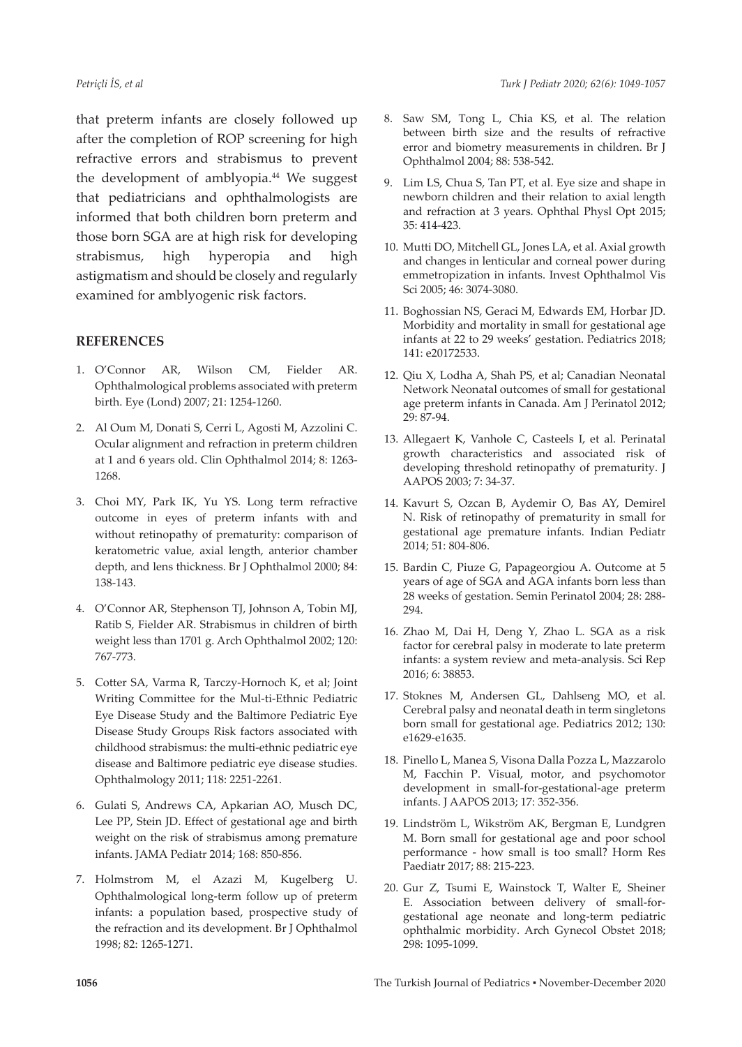that preterm infants are closely followed up after the completion of ROP screening for high refractive errors and strabismus to prevent the development of amblyopia.[44] We suggest that pediatricians and ophthalmologists are informed that both children born preterm and those born SGA are at high risk for developing strabismus, high hyperopia and high astigmatism and should be closely and regularly examined for amblyogenic risk factors.

## REFERENCES

1. O'Connor AR, Wilson CM, Fielder AR. Ophthalmological problems associated with preterm birth. Eye (Lond) 2007; 21: 1254-1260.
2. Al Oum M, Donati S, Cerri L, Agosti M, Azzolini C. Ocular alignment and refraction in preterm children at 1 and 6 years old. Clin Ophthalmol 2014; 8: 1263-1268.
3. Choi MY, Park IK, Yu YS. Long term refractive outcome in eyes of preterm infants with and without retinopathy of prematurity: comparison of keratometric value, axial length, anterior chamber depth, and lens thickness. Br J Ophthalmol 2000; 84: 138-143.
4. O'Connor AR, Stephenson TJ, Johnson A, Tobin MJ, Ratib S, Fielder AR. Strabismus in children of birth weight less than 1701 g. Arch Ophthalmol 2002; 120: 767-773.
5. Cotter SA, Varma R, Tarczy-Hornoch K, et al; Joint Writing Committee for the Mul-ti-Ethnic Pediatric Eye Disease Study and the Baltimore Pediatric Eye Disease Study Groups Risk factors associated with childhood strabismus: the multi-ethnic pediatric eye disease and Baltimore pediatric eye disease studies. Ophthalmology 2011; 118: 2251-2261.
6. Gulati S, Andrews CA, Apkarian AO, Musch DC, Lee PP, Stein JD. Effect of gestational age and birth weight on the risk of strabismus among premature infants. JAMA Pediatr 2014; 168: 850-856.
7. Holmstrom M, el Azazi M, Kugelberg U. Ophthalmological long-term follow up of preterm infants: a population based, prospective study of the refraction and its development. Br J Ophthalmol 1998; 82: 1265-1271.
8. Saw SM, Tong L, Chia KS, et al. The relation between birth size and the results of refractive error and biometry measurements in children. Br J Ophthalmol 2004; 88: 538-542.
9. Lim LS, Chua S, Tan PT, et al. Eye size and shape in newborn children and their relation to axial length and refraction at 3 years. Ophthal Physl Opt 2015; 35: 414-423.
10. Mutti DO, Mitchell GL, Jones LA, et al. Axial growth and changes in lenticular and corneal power during emmetropization in infants. Invest Ophthalmol Vis Sci 2005; 46: 3074-3080.
11. Boghossian NS, Geraci M, Edwards EM, Horbar JD. Morbidity and mortality in small for gestational age infants at 22 to 29 weeks' gestation. Pediatrics 2018; 141: e20172533.
12. Qiu X, Lodha A, Shah PS, et al; Canadian Neonatal Network Neonatal outcomes of small for gestational age preterm infants in Canada. Am J Perinatol 2012; 29: 87-94.
13. Allegaert K, Vanhole C, Casteels I, et al. Perinatal growth characteristics and associated risk of developing threshold retinopathy of prematurity. J AAPOS 2003; 7: 34-37.
14. Kavurt S, Ozcan B, Aydemir O, Bas AY, Demirel N. Risk of retinopathy of prematurity in small for gestational age premature infants. Indian Pediatr 2014; 51: 804-806.
15. Bardin C, Piuze G, Papageorgiou A. Outcome at 5 years of age of SGA and AGA infants born less than 28 weeks of gestation. Semin Perinatol 2004; 28: 288-294.
16. Zhao M, Dai H, Deng Y, Zhao L. SGA as a risk factor for cerebral palsy in moderate to late preterm infants: a system review and meta-analysis. Sci Rep 2016; 6: 38853.
17. Stoknes M, Andersen GL, Dahlseng MO, et al. Cerebral palsy and neonatal death in term singletons born small for gestational age. Pediatrics 2012; 130: e1629-e1635.
18. Pinello L, Manea S, Visona Dalla Pozza L, Mazzarolo M, Facchin P. Visual, motor, and psychomotor development in small-for-gestational-age preterm infants. J AAPOS 2013; 17: 352-356.
19. Lindström L, Wikström AK, Bergman E, Lundgren M. Born small for gestational age and poor school performance - how small is too small? Horm Res Paediatr 2017; 88: 215-223.
20. Gur Z, Tsumi E, Wainstock T, Walter E, Sheiner E. Association between delivery of small-for-gestational age neonate and long-term pediatric ophthalmic morbidity. Arch Gynecol Obstet 2018; 298: 1095-1099.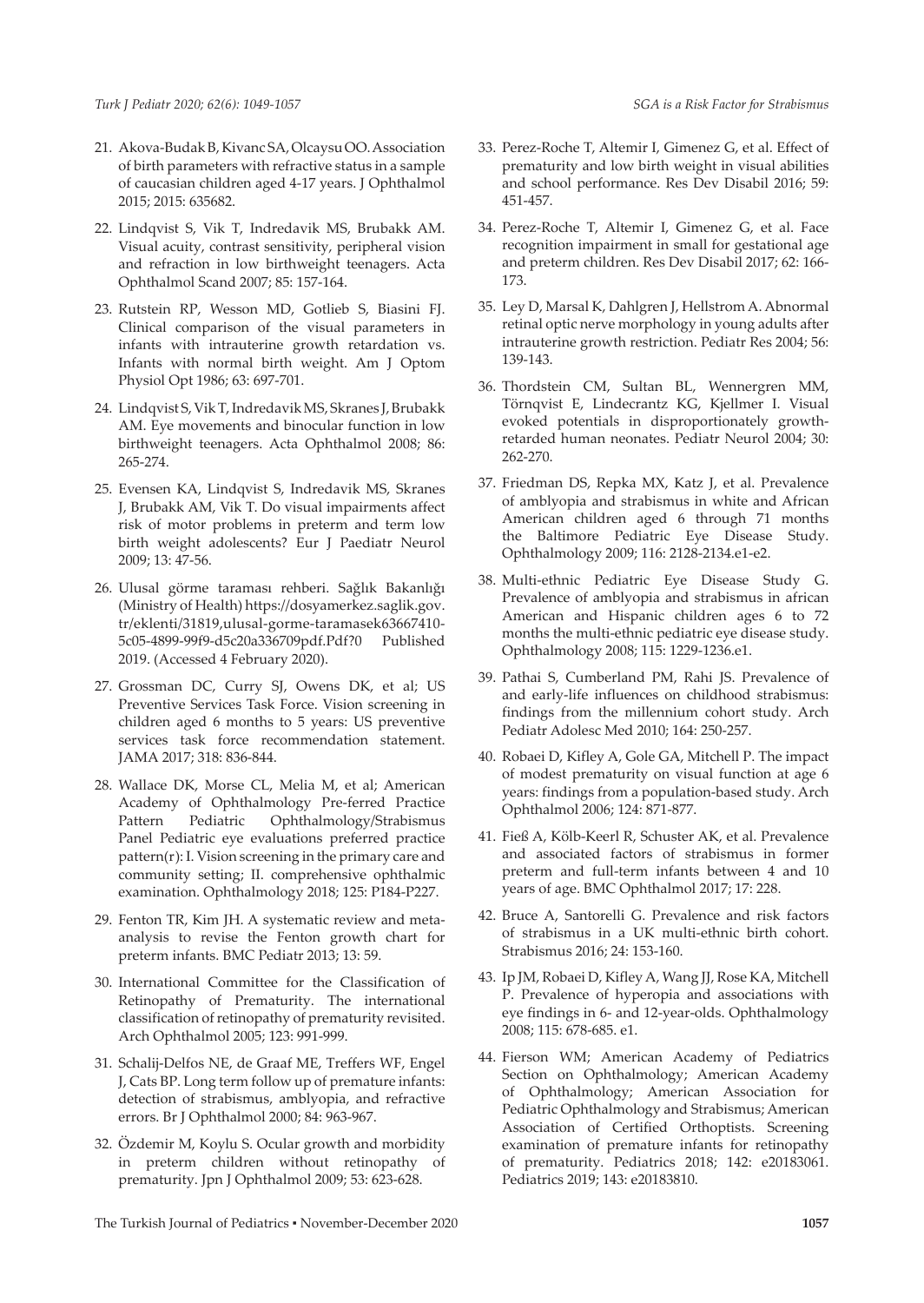21. Akova-Budak B, Kivanc SA, Olcaysu OO. Association of birth parameters with refractive status in a sample of caucasian children aged 4-17 years. J Ophthalmol 2015; 2015: 635682.

22. Lindqvist S, Vik T, Indredavik MS, Brubakk AM. Visual acuity, contrast sensitivity, peripheral vision and refraction in low birthweight teenagers. Acta Ophthalmol Scand 2007; 85: 157-164.

23. Rutstein RP, Wesson MD, Gotlieb S, Biasini FJ. Clinical comparison of the visual parameters in infants with intrauterine growth retardation vs. Infants with normal birth weight. Am J Optom Physiol Opt 1986; 63: 697-701.

24. Lindqvist S, Vik T, Indredavik MS, Skranes J, Brubakk AM. Eye movements and binocular function in low birthweight teenagers. Acta Ophthalmol 2008; 86: 265-274.

25. Evensen KA, Lindqvist S, Indredavik MS, Skranes J, Brubakk AM, Vik T. Do visual impairments affect risk of motor problems in preterm and term low birth weight adolescents? Eur J Paediatr Neurol 2009; 13: 47-56.

26. Ulusal görme taraması rehberi. Sağlık Bakanlığı (Ministry of Health) https://dosyamerkez.saglik.gov.tr/eklenti/31819,ulusal-gorme-taramasek63667410-5c05-4899-99f9-d5c20a336709pdf.Pdf?0 Published 2019. (Accessed 4 February 2020).

27. Grossman DC, Curry SJ, Owens DK, et al; US Preventive Services Task Force. Vision screening in children aged 6 months to 5 years: US preventive services task force recommendation statement. JAMA 2017; 318: 836-844.

28. Wallace DK, Morse CL, Melia M, et al; American Academy of Ophthalmology Pre-ferred Practice Pattern Pediatric Ophthalmology/Strabismus Panel Pediatric eye evaluations preferred practice pattern(r): I. Vision screening in the primary care and community setting; II. comprehensive ophthalmic examination. Ophthalmology 2018; 125: P184-P227.

29. Fenton TR, Kim JH. A systematic review and meta-analysis to revise the Fenton growth chart for preterm infants. BMC Pediatr 2013; 13: 59.

30. International Committee for the Classification of Retinopathy of Prematurity. The international classification of retinopathy of prematurity revisited. Arch Ophthalmol 2005; 123: 991-999.

31. Schalij-Delfos NE, de Graaf ME, Treffers WF, Engel J, Cats BP. Long term follow up of premature infants: detection of strabismus, amblyopia, and refractive errors. Br J Ophthalmol 2000; 84: 963-967.

32. Özdemir M, Koylu S. Ocular growth and morbidity in preterm children without retinopathy of prematurity. Jpn J Ophthalmol 2009; 53: 623-628.

33. Perez-Roche T, Altemir I, Gimenez G, et al. Effect of prematurity and low birth weight in visual abilities and school performance. Res Dev Disabil 2016; 59: 451-457.

34. Perez-Roche T, Altemir I, Gimenez G, et al. Face recognition impairment in small for gestational age and preterm children. Res Dev Disabil 2017; 62: 166-173.

35. Ley D, Marsal K, Dahlgren J, Hellstrom A. Abnormal retinal optic nerve morphology in young adults after intrauterine growth restriction. Pediatr Res 2004; 56: 139-143.

36. Thordstein CM, Sultan BL, Wennergren MM, Törnqvist E, Lindecrantz KG, Kjellmer I. Visual evoked potentials in disproportionately growth-retarded human neonates. Pediatr Neurol 2004; 30: 262-270.

37. Friedman DS, Repka MX, Katz J, et al. Prevalence of amblyopia and strabismus in white and African American children aged 6 through 71 months the Baltimore Pediatric Eye Disease Study. Ophthalmology 2009; 116: 2128-2134.e1-e2.

38. Multi-ethnic Pediatric Eye Disease Study G. Prevalence of amblyopia and strabismus in african American and Hispanic children ages 6 to 72 months the multi-ethnic pediatric eye disease study. Ophthalmology 2008; 115: 1229-1236.e1.

39. Pathai S, Cumberland PM, Rahi JS. Prevalence of and early-life influences on childhood strabismus: findings from the millennium cohort study. Arch Pediatr Adolesc Med 2010; 164: 250-257.

40. Robaei D, Kifley A, Gole GA, Mitchell P. The impact of modest prematurity on visual function at age 6 years: findings from a population-based study. Arch Ophthalmol 2006; 124: 871-877.

41. Fieß A, Kölb-Keerl R, Schuster AK, et al. Prevalence and associated factors of strabismus in former preterm and full-term infants between 4 and 10 years of age. BMC Ophthalmol 2017; 17: 228.

42. Bruce A, Santorelli G. Prevalence and risk factors of strabismus in a UK multi-ethnic birth cohort. Strabismus 2016; 24: 153-160.

43. Ip JM, Robaei D, Kifley A, Wang JJ, Rose KA, Mitchell P. Prevalence of hyperopia and associations with eye findings in 6- and 12-year-olds. Ophthalmology 2008; 115: 678-685. e1.

44. Fierson WM; American Academy of Pediatrics Section on Ophthalmology; American Academy of Ophthalmology; American Association for Pediatric Ophthalmology and Strabismus; American Association of Certified Orthoptists. Screening examination of premature infants for retinopathy of prematurity. Pediatrics 2018; 142: e20183061. Pediatrics 2019; 143: e20183810.